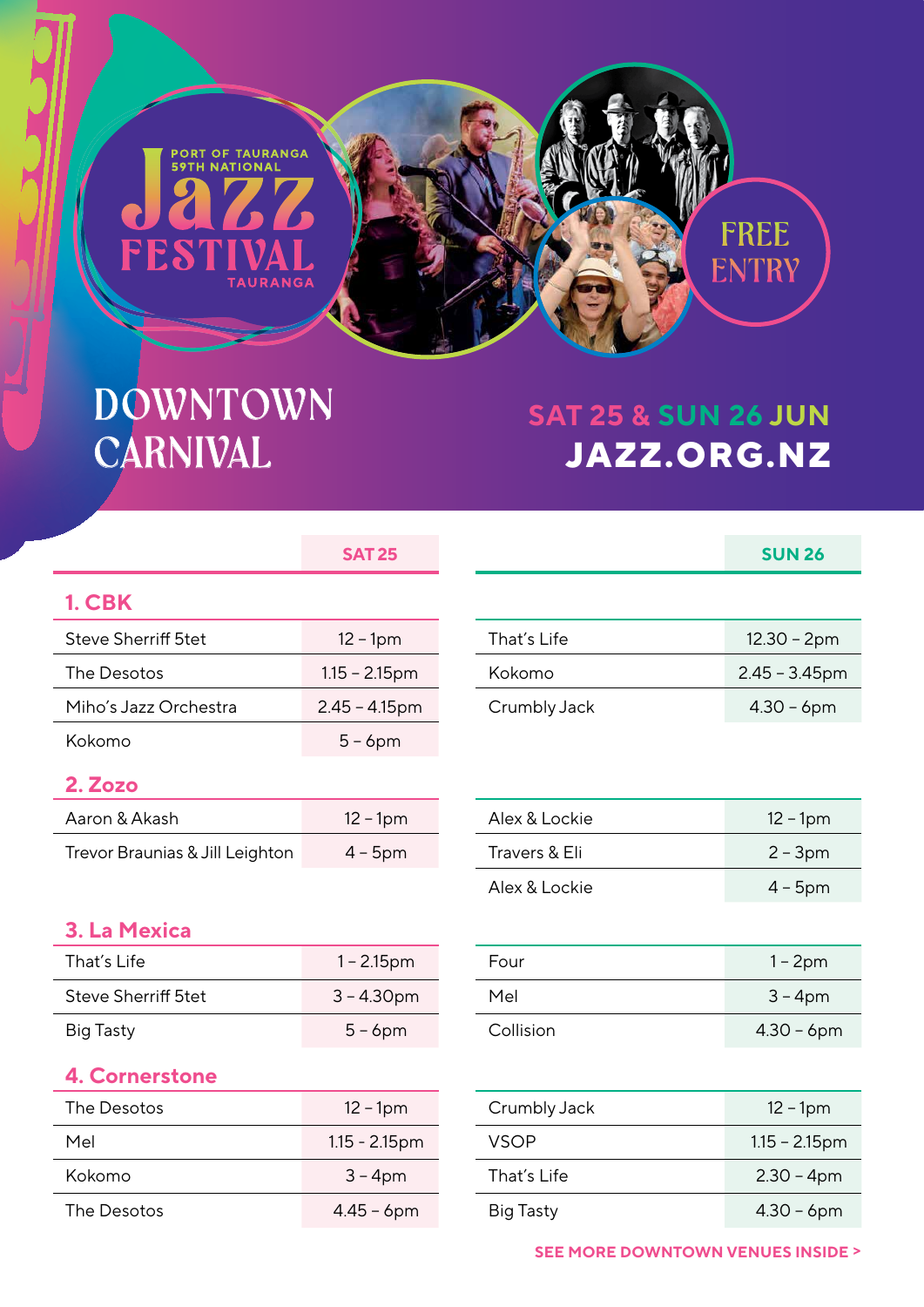# PORT OF TAURANGA 59TH NATIONAL JAZZ FESTIVAL TAURANGA

FREE ENTRY

## DOWNTOWN CARNIVAL

**SAT 25 & SUN 26 JUN**

**JAZZ.ORG.NZ**

### 1. CBK

| | SAT 25 | | SUN 26 |
|---|---|---|---|
| Steve Sherriff 5tet | 12 – 1pm | That's Life | 12.30 – 2pm |
| The Desotos | 1.15 – 2.15pm | Kokomo | 2.45 – 3.45pm |
| Miho's Jazz Orchestra | 2.45 – 4.15pm | Crumbly Jack | 4.30 – 6pm |
| Kokomo | 5 – 6pm | | |

### 2. Zozo

| | SAT 25 | | SUN 26 |
|---|---|---|---|
| Aaron & Akash | 12 – 1pm | Alex & Lockie | 12 – 1pm |
| Trevor Braunias & Jill Leighton | 4 – 5pm | Travers & Eli | 2 – 3pm |
| | | Alex & Lockie | 4 – 5pm |

### 3. La Mexica

| | SAT 25 | | SUN 26 |
|---|---|---|---|
| That's Life | 1 – 2.15pm | Four | 1 – 2pm |
| Steve Sherriff 5tet | 3 – 4.30pm | Mel | 3 – 4pm |
| Big Tasty | 5 – 6pm | Collision | 4.30 – 6pm |

### 4. Cornerstone

| | SAT 25 | | SUN 26 |
|---|---|---|---|
| The Desotos | 12 – 1pm | Crumbly Jack | 12 – 1pm |
| Mel | 1.15 - 2.15pm | VSOP | 1.15 – 2.15pm |
| Kokomo | 3 – 4pm | That's Life | 2.30 – 4pm |
| The Desotos | 4.45 – 6pm | Big Tasty | 4.30 – 6pm |

**SEE MORE DOWNTOWN VENUES INSIDE >**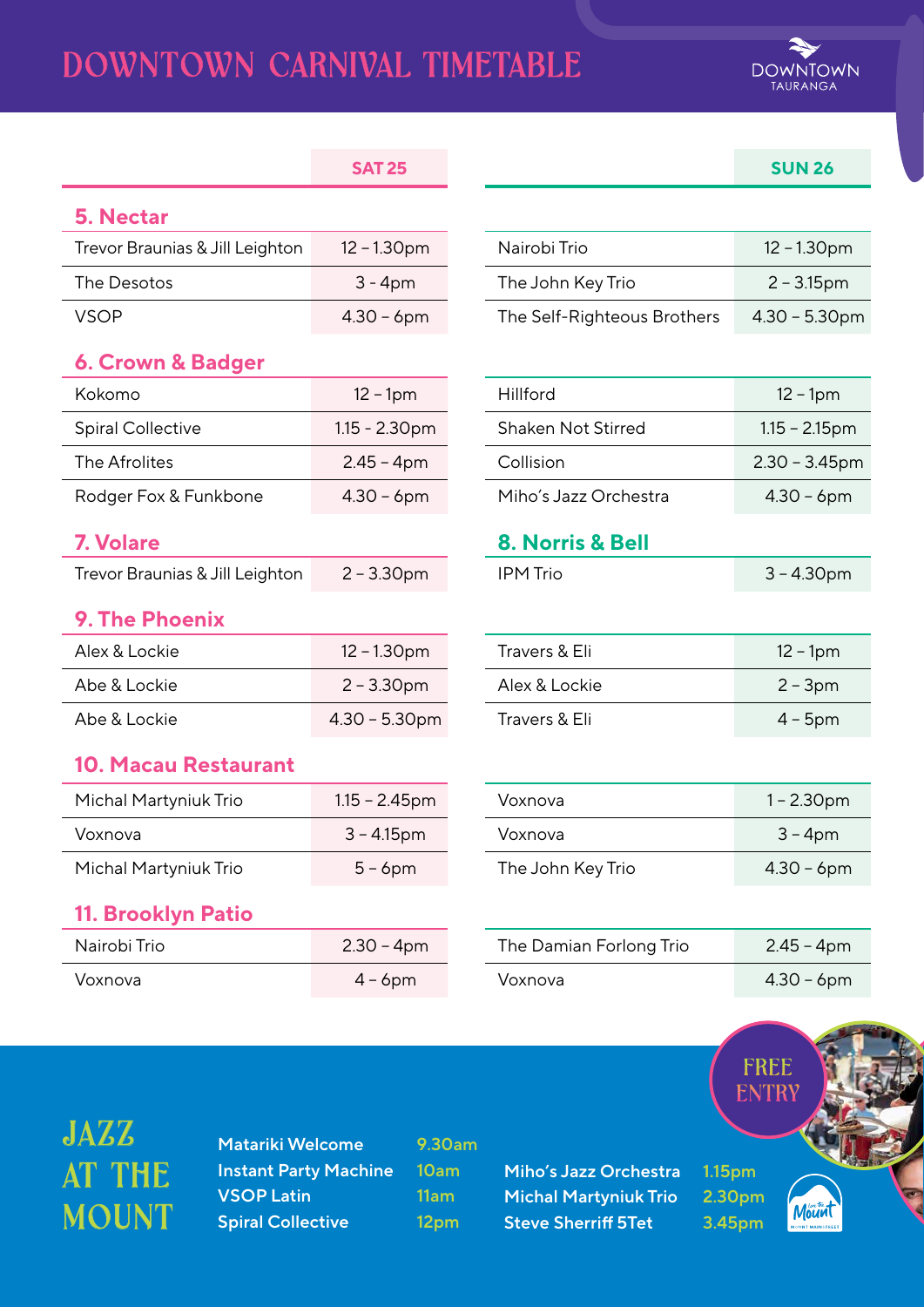# DOWNTOWN CARNIVAL TIMETABLE

DOWNTOWN TAURANGA

| Venue | SAT 25 | | SUN 26 | |
|---|---|---|---|---|
| **5. Nectar** | | | | |
| | Trevor Braunias & Jill Leighton | 12 – 1.30pm | Nairobi Trio | 12 – 1.30pm |
| | The Desotos | 3 - 4pm | The John Key Trio | 2 – 3.15pm |
| | VSOP | 4.30 – 6pm | The Self-Righteous Brothers | 4.30 – 5.30pm |
| **6. Crown & Badger** | | | | |
| | Kokomo | 12 – 1pm | Hillford | 12 – 1pm |
| | Spiral Collective | 1.15 - 2.30pm | Shaken Not Stirred | 1.15 – 2.15pm |
| | The Afrolites | 2.45 – 4pm | Collision | 2.30 – 3.45pm |
| | Rodger Fox & Funkbone | 4.30 – 6pm | Miho's Jazz Orchestra | 4.30 – 6pm |
| **7. Volare** | | | | |
| | Trevor Braunias & Jill Leighton | 2 – 3.30pm | | |
| **8. Norris & Bell** | | | | |
| | | | IPM Trio | 3 – 4.30pm |
| **9. The Phoenix** | | | | |
| | Alex & Lockie | 12 – 1.30pm | Travers & Eli | 12 – 1pm |
| | Abe & Lockie | 2 – 3.30pm | Alex & Lockie | 2 – 3pm |
| | Abe & Lockie | 4.30 – 5.30pm | Travers & Eli | 4 – 5pm |
| **10. Macau Restaurant** | | | | |
| | Michal Martyniuk Trio | 1.15 – 2.45pm | Voxnova | 1 – 2.30pm |
| | Voxnova | 3 – 4.15pm | Voxnova | 3 – 4pm |
| | Michal Martyniuk Trio | 5 – 6pm | The John Key Trio | 4.30 – 6pm |
| **11. Brooklyn Patio** | | | | |
| | Nairobi Trio | 2.30 – 4pm | The Damian Forlong Trio | 2.45 – 4pm |
| | Voxnova | 4 – 6pm | Voxnova | 4.30 – 6pm |

## JAZZ AT THE MOUNT

FREE ENTRY

| | |
|---|---|
| **Matariki Welcome** | 9.30am |
| **Instant Party Machine** | 10am |
| **VSOP Latin** | 11am |
| **Spiral Collective** | 12pm |
| **Miho's Jazz Orchestra** | 1.15pm |
| **Michal Martyniuk Trio** | 2.30pm |
| **Steve Sherriff 5Tet** | 3.45pm |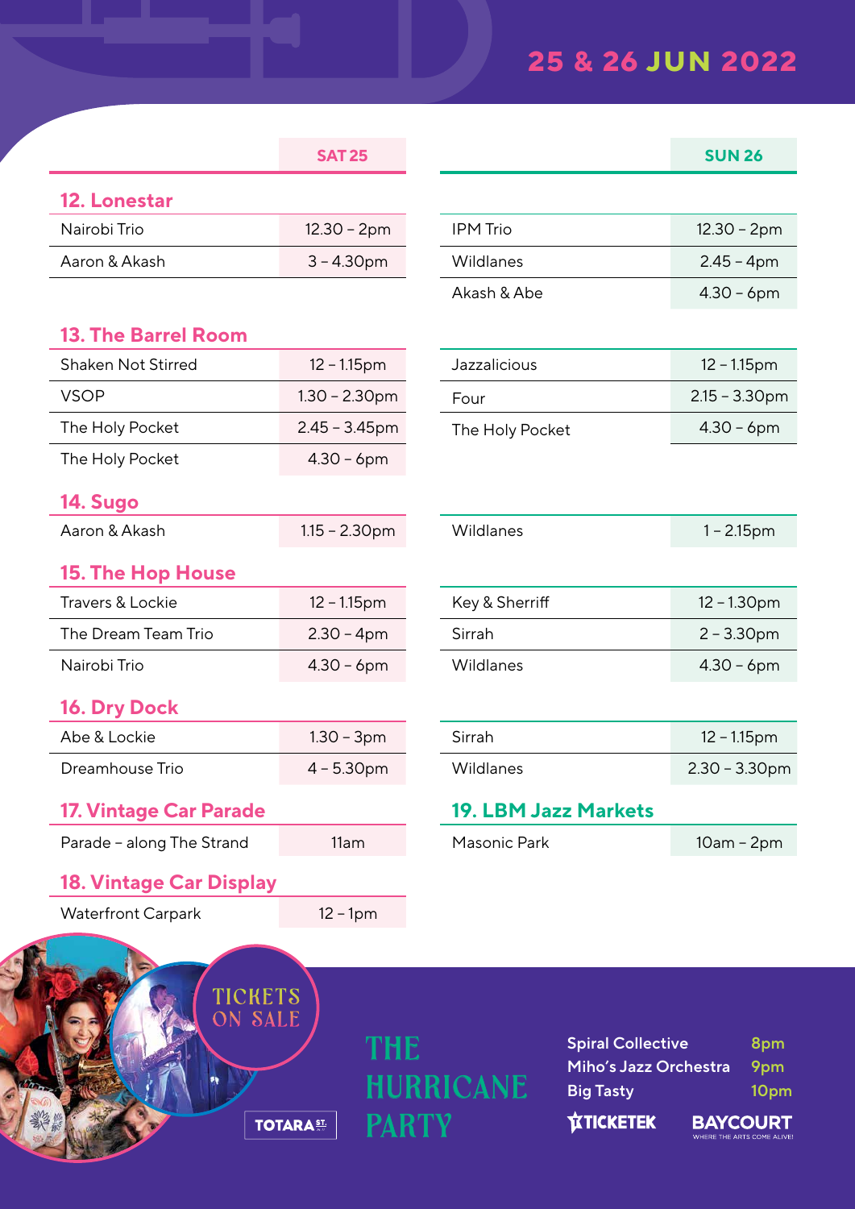# 25 & 26 JUN 2022

| | SAT 25 | | SUN 26 |
|---|---|---|---|
| **12. Lonestar** | | | |
| Nairobi Trio | 12.30 – 2pm | IPM Trio | 12.30 – 2pm |
| Aaron & Akash | 3 – 4.30pm | Wildlanes | 2.45 – 4pm |
| | | Akash & Abe | 4.30 – 6pm |
| **13. The Barrel Room** | | | |
| Shaken Not Stirred | 12 – 1.15pm | Jazzalicious | 12 – 1.15pm |
| VSOP | 1.30 – 2.30pm | Four | 2.15 – 3.30pm |
| The Holy Pocket | 2.45 – 3.45pm | The Holy Pocket | 4.30 – 6pm |
| The Holy Pocket | 4.30 – 6pm | | |
| **14. Sugo** | | | |
| Aaron & Akash | 1.15 – 2.30pm | Wildlanes | 1 – 2.15pm |
| **15. The Hop House** | | | |
| Travers & Lockie | 12 – 1.15pm | Key & Sherriff | 12 – 1.30pm |
| The Dream Team Trio | 2.30 – 4pm | Sirrah | 2 – 3.30pm |
| Nairobi Trio | 4.30 – 6pm | Wildlanes | 4.30 – 6pm |
| **16. Dry Dock** | | | |
| Abe & Lockie | 1.30 – 3pm | Sirrah | 12 – 1.15pm |
| Dreamhouse Trio | 4 – 5.30pm | Wildlanes | 2.30 – 3.30pm |
| **17. Vintage Car Parade** | | **19. LBM Jazz Markets** | |
| Parade – along The Strand | 11am | Masonic Park | 10am – 2pm |
| **18. Vintage Car Display** | | | |
| Waterfront Carpark | 12 – 1pm | | |

TICKETS ON SALE

TOTARA ST.

## THE HURRICANE PARTY

| | |
|---|---|
| Spiral Collective | 8pm |
| Miho's Jazz Orchestra | 9pm |
| Big Tasty | 10pm |

TICKETEK

BAYCOURT
WHERE THE ARTS COME ALIVE!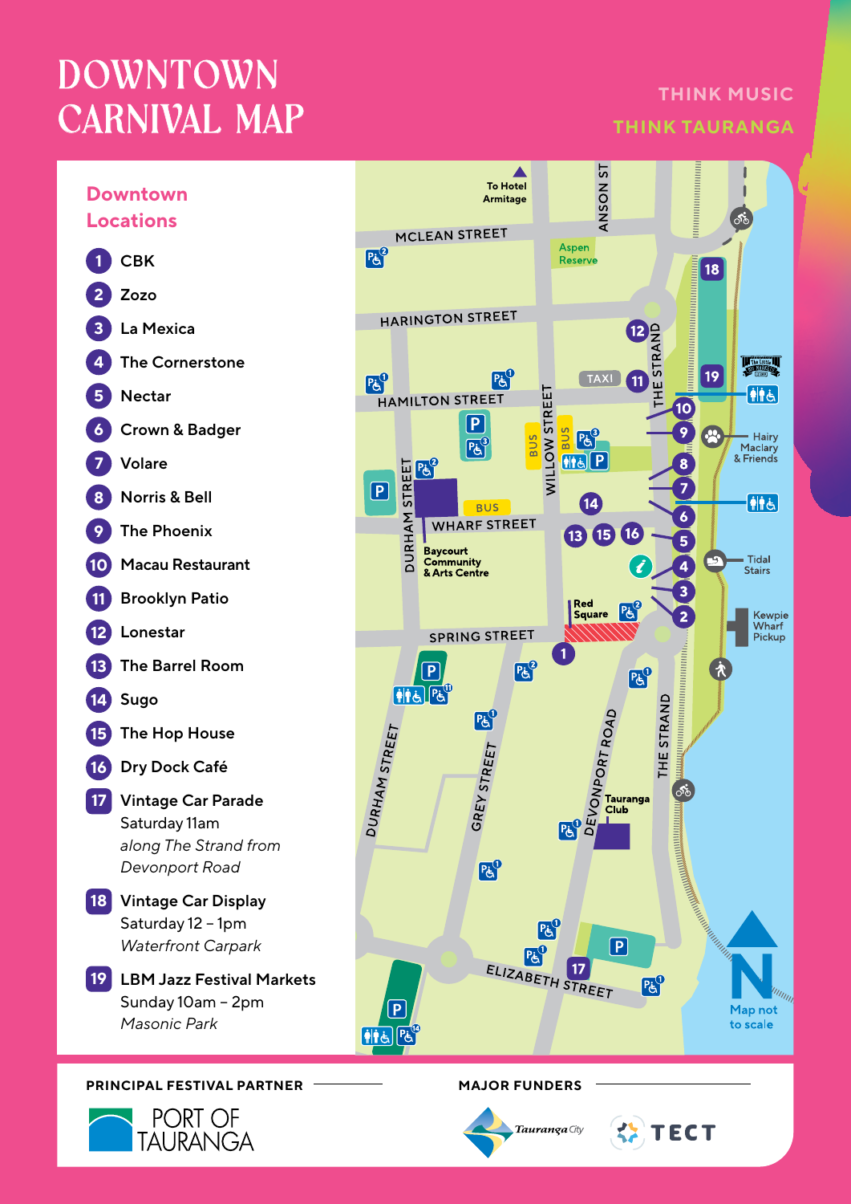# DOWNTOWN CARNIVAL MAP

THINK MUSIC

THINK TAURANGA

## Downtown Locations

1. CBK
2. Zozo
3. La Mexica
4. The Cornerstone
5. Nectar
6. Crown & Badger
7. Volare
8. Norris & Bell
9. The Phoenix
10. Macau Restaurant
11. Brooklyn Patio
12. Lonestar
13. The Barrel Room
14. Sugo
15. The Hop House
16. Dry Dock Café
17. **Vintage Car Parade**
    Saturday 11am
    *along The Strand from Devonport Road*
18. **Vintage Car Display**
    Saturday 12 – 1pm
    *Waterfront Carpark*
19. **LBM Jazz Festival Markets**
    Sunday 10am – 2pm
    *Masonic Park*

To Hotel Armitage

MCLEAN STREET

ANSON ST

Aspen Reserve

HARINGTON STREET

HAMILTON STREET

TAXI

THE STRAND

WILLOW STREET

BUS

DURHAM STREET

WHARF STREET

Baycourt Community & Arts Centre

Hairy Maclary & Friends

Tidal Stairs

Red Square

Kewpie Wharf Pickup

SPRING STREET

GREY STREET

DEVONPORT ROAD

Tauranga Club

ELIZABETH STREET

N

Map not to scale

**PRINCIPAL FESTIVAL PARTNER**

PORT OF TAURANGA

**MAJOR FUNDERS**

Tauranga City

TECT